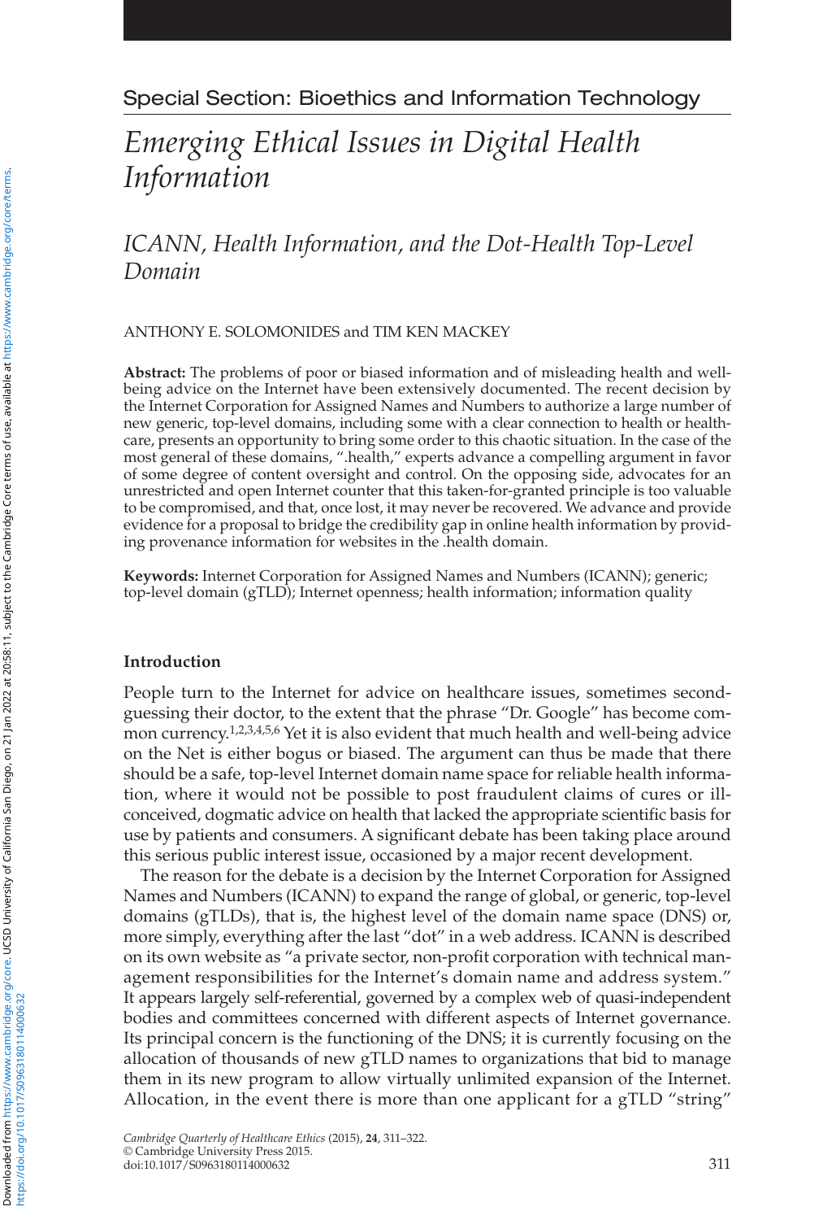Special Section: Bioethics and Information Technology

# *Emerging Ethical Issues in Digital Health Information*

## *ICANN, Health Information, and the Dot-Health Top-Level Domain*

ANTHONY E. SOLOMONIDES and TIM KEN MACKEY

**Abstract:** The problems of poor or biased information and of misleading health and well-being advice on the Internet have been extensively documented. The recent decision by the Internet Corporation for Assigned Names and Numbers to authorize a large number of new generic, top-level domains, including some with a clear connection to health or healthcare, presents an opportunity to bring some order to this chaotic situation. In the case of the most general of these domains, ".health," experts advance a compelling argument in favor of some degree of content oversight and control. On the opposing side, advocates for an unrestricted and open Internet counter that this taken-for-granted principle is too valuable to be compromised, and that, once lost, it may never be recovered. We advance and provide evidence for a proposal to bridge the credibility gap in online health information by providing provenance information for websites in the .health domain.

**Keywords:** Internet Corporation for Assigned Names and Numbers (ICANN); generic; top-level domain (gTLD); Internet openness; health information; information quality

### Introduction

People turn to the Internet for advice on healthcare issues, sometimes second-guessing their doctor, to the extent that the phrase "Dr. Google" has become common currency.[1,2,3,4,5,6] Yet it is also evident that much health and well-being advice on the Net is either bogus or biased. The argument can thus be made that there should be a safe, top-level Internet domain name space for reliable health information, where it would not be possible to post fraudulent claims of cures or ill-conceived, dogmatic advice on health that lacked the appropriate scientific basis for use by patients and consumers. A significant debate has been taking place around this serious public interest issue, occasioned by a major recent development.

The reason for the debate is a decision by the Internet Corporation for Assigned Names and Numbers (ICANN) to expand the range of global, or generic, top-level domains (gTLDs), that is, the highest level of the domain name space (DNS) or, more simply, everything after the last "dot" in a web address. ICANN is described on its own website as "a private sector, non-profit corporation with technical management responsibilities for the Internet's domain name and address system." It appears largely self-referential, governed by a complex web of quasi-independent bodies and committees concerned with different aspects of Internet governance. Its principal concern is the functioning of the DNS; it is currently focusing on the allocation of thousands of new gTLD names to organizations that bid to manage them in its new program to allow virtually unlimited expansion of the Internet. Allocation, in the event there is more than one applicant for a gTLD "string"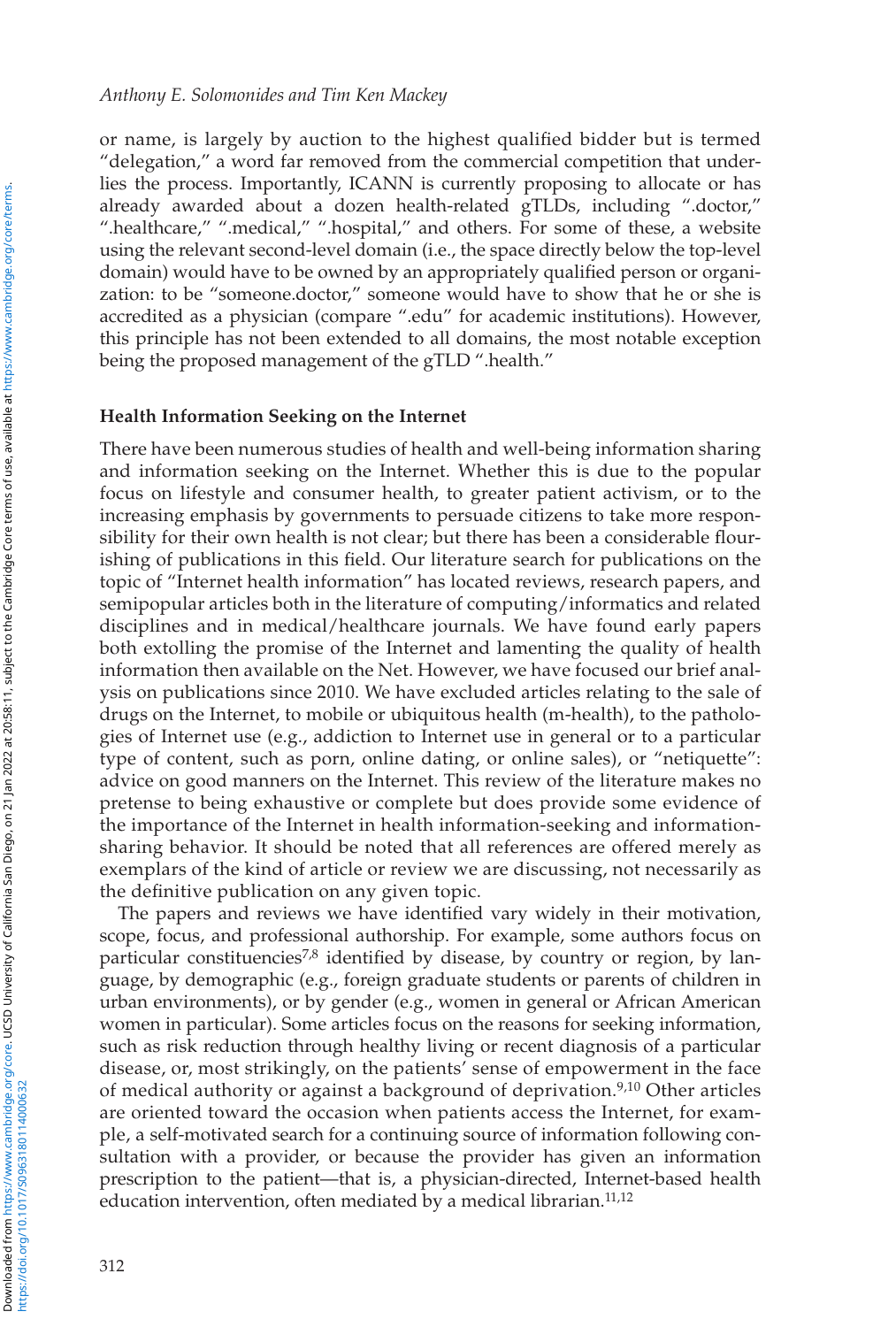or name, is largely by auction to the highest qualified bidder but is termed "delegation," a word far removed from the commercial competition that underlies the process. Importantly, ICANN is currently proposing to allocate or has already awarded about a dozen health-related gTLDs, including ".doctor," ".healthcare," ".medical," ".hospital," and others. For some of these, a website using the relevant second-level domain (i.e., the space directly below the top-level domain) would have to be owned by an appropriately qualified person or organization: to be "someone.doctor," someone would have to show that he or she is accredited as a physician (compare ".edu" for academic institutions). However, this principle has not been extended to all domains, the most notable exception being the proposed management of the gTLD ".health."

### Health Information Seeking on the Internet

There have been numerous studies of health and well-being information sharing and information seeking on the Internet. Whether this is due to the popular focus on lifestyle and consumer health, to greater patient activism, or to the increasing emphasis by governments to persuade citizens to take more responsibility for their own health is not clear; but there has been a considerable flourishing of publications in this field. Our literature search for publications on the topic of "Internet health information" has located reviews, research papers, and semipopular articles both in the literature of computing/informatics and related disciplines and in medical/healthcare journals. We have found early papers both extolling the promise of the Internet and lamenting the quality of health information then available on the Net. However, we have focused our brief analysis on publications since 2010. We have excluded articles relating to the sale of drugs on the Internet, to mobile or ubiquitous health (m-health), to the pathologies of Internet use (e.g., addiction to Internet use in general or to a particular type of content, such as porn, online dating, or online sales), or "netiquette": advice on good manners on the Internet. This review of the literature makes no pretense to being exhaustive or complete but does provide some evidence of the importance of the Internet in health information-seeking and information-sharing behavior. It should be noted that all references are offered merely as exemplars of the kind of article or review we are discussing, not necessarily as the definitive publication on any given topic.

The papers and reviews we have identified vary widely in their motivation, scope, focus, and professional authorship. For example, some authors focus on particular constituencies[7,8] identified by disease, by country or region, by language, by demographic (e.g., foreign graduate students or parents of children in urban environments), or by gender (e.g., women in general or African American women in particular). Some articles focus on the reasons for seeking information, such as risk reduction through healthy living or recent diagnosis of a particular disease, or, most strikingly, on the patients' sense of empowerment in the face of medical authority or against a background of deprivation.[9,10] Other articles are oriented toward the occasion when patients access the Internet, for example, a self-motivated search for a continuing source of information following consultation with a provider, or because the provider has given an information prescription to the patient—that is, a physician-directed, Internet-based health education intervention, often mediated by a medical librarian.[11,12]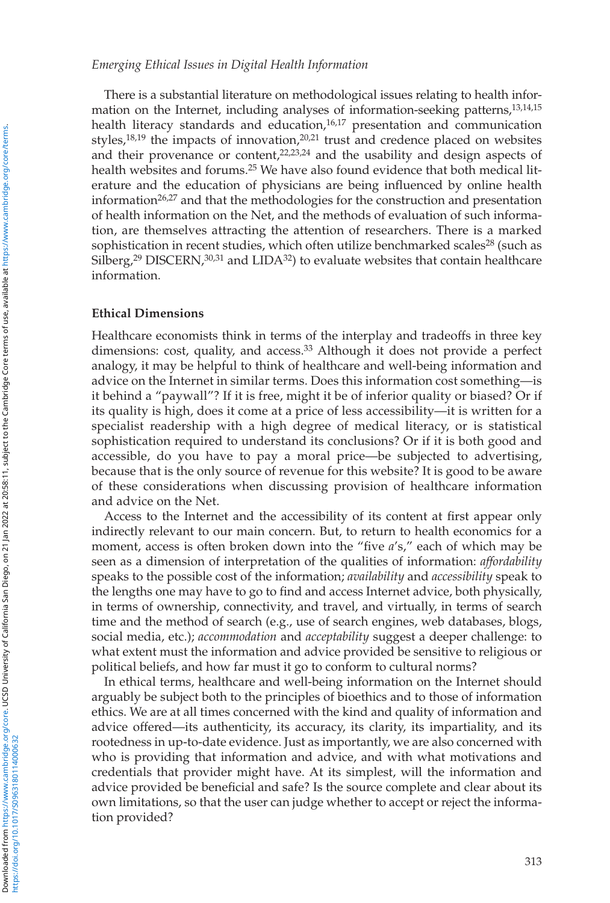There is a substantial literature on methodological issues relating to health information on the Internet, including analyses of information-seeking patterns,[13,14,15] health literacy standards and education,[16,17] presentation and communication styles,[18,19] the impacts of innovation,[20,21] trust and credence placed on websites and their provenance or content,[22,23,24] and the usability and design aspects of health websites and forums.[25] We have also found evidence that both medical literature and the education of physicians are being influenced by online health information[26,27] and that the methodologies for the construction and presentation of health information on the Net, and the methods of evaluation of such information, are themselves attracting the attention of researchers. There is a marked sophistication in recent studies, which often utilize benchmarked scales[28] (such as Silberg,[29] DISCERN,[30,31] and LIDA[32]) to evaluate websites that contain healthcare information.

## Ethical Dimensions

Healthcare economists think in terms of the interplay and tradeoffs in three key dimensions: cost, quality, and access.[33] Although it does not provide a perfect analogy, it may be helpful to think of healthcare and well-being information and advice on the Internet in similar terms. Does this information cost something—is it behind a "paywall"? If it is free, might it be of inferior quality or biased? Or if its quality is high, does it come at a price of less accessibility—it is written for a specialist readership with a high degree of medical literacy, or is statistical sophistication required to understand its conclusions? Or if it is both good and accessible, do you have to pay a moral price—be subjected to advertising, because that is the only source of revenue for this website? It is good to be aware of these considerations when discussing provision of healthcare information and advice on the Net.

Access to the Internet and the accessibility of its content at first appear only indirectly relevant to our main concern. But, to return to health economics for a moment, access is often broken down into the "five *a*'s," each of which may be seen as a dimension of interpretation of the qualities of information: *affordability* speaks to the possible cost of the information; *availability* and *accessibility* speak to the lengths one may have to go to find and access Internet advice, both physically, in terms of ownership, connectivity, and travel, and virtually, in terms of search time and the method of search (e.g., use of search engines, web databases, blogs, social media, etc.); *accommodation* and *acceptability* suggest a deeper challenge: to what extent must the information and advice provided be sensitive to religious or political beliefs, and how far must it go to conform to cultural norms?

In ethical terms, healthcare and well-being information on the Internet should arguably be subject both to the principles of bioethics and to those of information ethics. We are at all times concerned with the kind and quality of information and advice offered—its authenticity, its accuracy, its clarity, its impartiality, and its rootedness in up-to-date evidence. Just as importantly, we are also concerned with who is providing that information and advice, and with what motivations and credentials that provider might have. At its simplest, will the information and advice provided be beneficial and safe? Is the source complete and clear about its own limitations, so that the user can judge whether to accept or reject the information provided?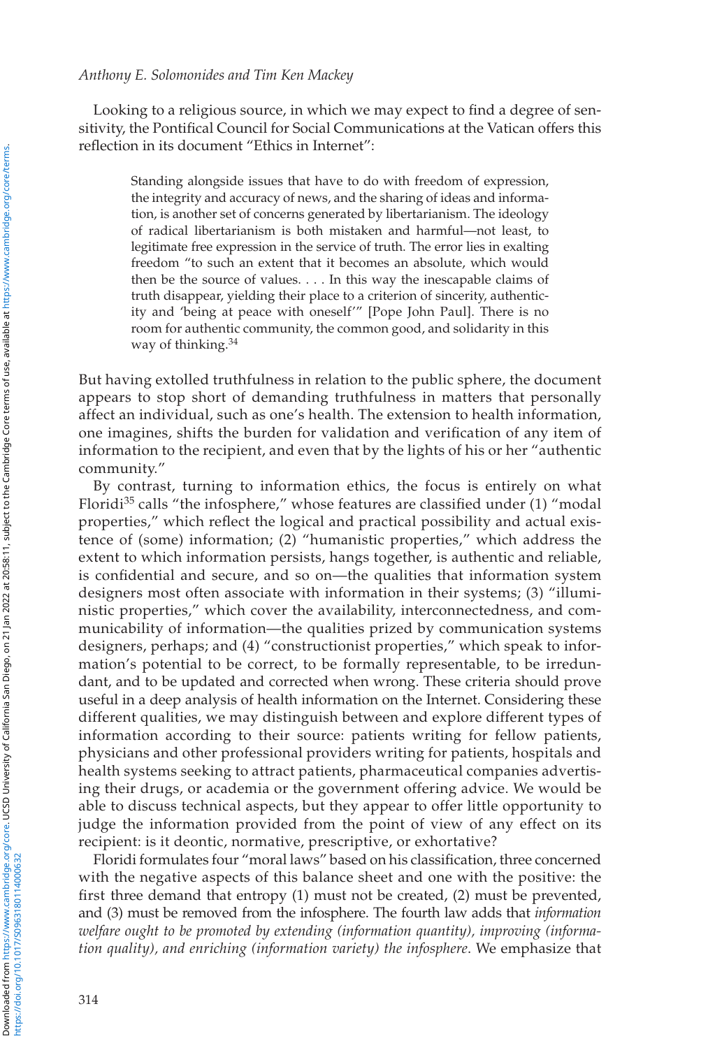Looking to a religious source, in which we may expect to find a degree of sensitivity, the Pontifical Council for Social Communications at the Vatican offers this reflection in its document "Ethics in Internet":

> Standing alongside issues that have to do with freedom of expression, the integrity and accuracy of news, and the sharing of ideas and information, is another set of concerns generated by libertarianism. The ideology of radical libertarianism is both mistaken and harmful—not least, to legitimate free expression in the service of truth. The error lies in exalting freedom "to such an extent that it becomes an absolute, which would then be the source of values. . . . In this way the inescapable claims of truth disappear, yielding their place to a criterion of sincerity, authenticity and 'being at peace with oneself'" [Pope John Paul]. There is no room for authentic community, the common good, and solidarity in this way of thinking.[34]

But having extolled truthfulness in relation to the public sphere, the document appears to stop short of demanding truthfulness in matters that personally affect an individual, such as one's health. The extension to health information, one imagines, shifts the burden for validation and verification of any item of information to the recipient, and even that by the lights of his or her "authentic community."

By contrast, turning to information ethics, the focus is entirely on what Floridi[35] calls "the infosphere," whose features are classified under (1) "modal properties," which reflect the logical and practical possibility and actual existence of (some) information; (2) "humanistic properties," which address the extent to which information persists, hangs together, is authentic and reliable, is confidential and secure, and so on—the qualities that information system designers most often associate with information in their systems; (3) "illuministic properties," which cover the availability, interconnectedness, and communicability of information—the qualities prized by communication systems designers, perhaps; and (4) "constructionist properties," which speak to information's potential to be correct, to be formally representable, to be irredundant, and to be updated and corrected when wrong. These criteria should prove useful in a deep analysis of health information on the Internet. Considering these different qualities, we may distinguish between and explore different types of information according to their source: patients writing for fellow patients, physicians and other professional providers writing for patients, hospitals and health systems seeking to attract patients, pharmaceutical companies advertising their drugs, or academia or the government offering advice. We would be able to discuss technical aspects, but they appear to offer little opportunity to judge the information provided from the point of view of any effect on its recipient: is it deontic, normative, prescriptive, or exhortative?

Floridi formulates four "moral laws" based on his classification, three concerned with the negative aspects of this balance sheet and one with the positive: the first three demand that entropy (1) must not be created, (2) must be prevented, and (3) must be removed from the infosphere. The fourth law adds that *information welfare ought to be promoted by extending (information quantity), improving (information quality), and enriching (information variety) the infosphere*. We emphasize that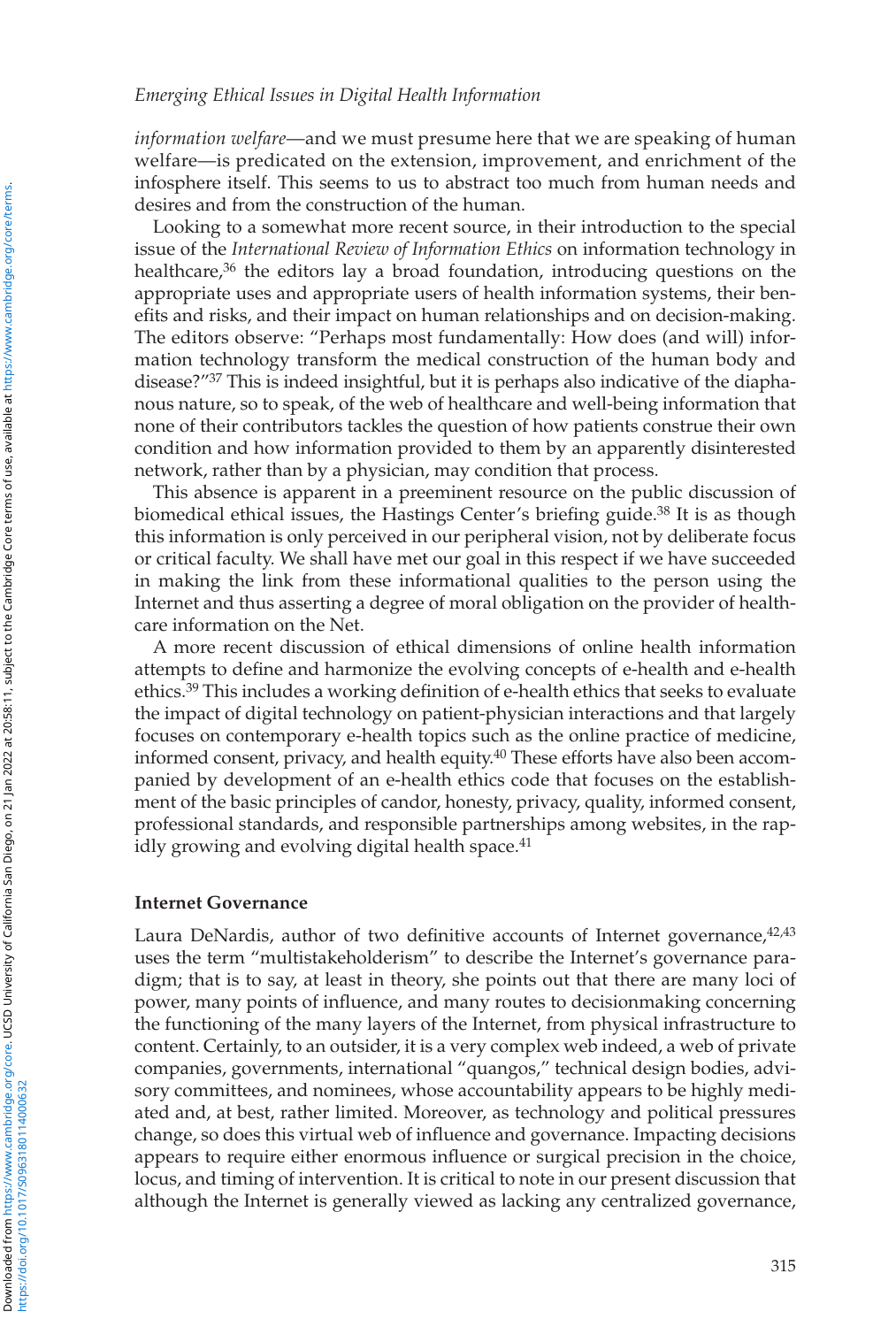*information welfare*—and we must presume here that we are speaking of human welfare—is predicated on the extension, improvement, and enrichment of the infosphere itself. This seems to us to abstract too much from human needs and desires and from the construction of the human.

Looking to a somewhat more recent source, in their introduction to the special issue of the *International Review of Information Ethics* on information technology in healthcare,[36] the editors lay a broad foundation, introducing questions on the appropriate uses and appropriate users of health information systems, their benefits and risks, and their impact on human relationships and on decision-making. The editors observe: "Perhaps most fundamentally: How does (and will) information technology transform the medical construction of the human body and disease?"[37] This is indeed insightful, but it is perhaps also indicative of the diaphanous nature, so to speak, of the web of healthcare and well-being information that none of their contributors tackles the question of how patients construe their own condition and how information provided to them by an apparently disinterested network, rather than by a physician, may condition that process.

This absence is apparent in a preeminent resource on the public discussion of biomedical ethical issues, the Hastings Center's briefing guide.[38] It is as though this information is only perceived in our peripheral vision, not by deliberate focus or critical faculty. We shall have met our goal in this respect if we have succeeded in making the link from these informational qualities to the person using the Internet and thus asserting a degree of moral obligation on the provider of healthcare information on the Net.

A more recent discussion of ethical dimensions of online health information attempts to define and harmonize the evolving concepts of e-health and e-health ethics.[39] This includes a working definition of e-health ethics that seeks to evaluate the impact of digital technology on patient-physician interactions and that largely focuses on contemporary e-health topics such as the online practice of medicine, informed consent, privacy, and health equity.[40] These efforts have also been accompanied by development of an e-health ethics code that focuses on the establishment of the basic principles of candor, honesty, privacy, quality, informed consent, professional standards, and responsible partnerships among websites, in the rapidly growing and evolving digital health space.[41]

## Internet Governance

Laura DeNardis, author of two definitive accounts of Internet governance,[42,43] uses the term "multistakeholderism" to describe the Internet's governance paradigm; that is to say, at least in theory, she points out that there are many loci of power, many points of influence, and many routes to decisionmaking concerning the functioning of the many layers of the Internet, from physical infrastructure to content. Certainly, to an outsider, it is a very complex web indeed, a web of private companies, governments, international "quangos," technical design bodies, advisory committees, and nominees, whose accountability appears to be highly mediated and, at best, rather limited. Moreover, as technology and political pressures change, so does this virtual web of influence and governance. Impacting decisions appears to require either enormous influence or surgical precision in the choice, locus, and timing of intervention. It is critical to note in our present discussion that although the Internet is generally viewed as lacking any centralized governance,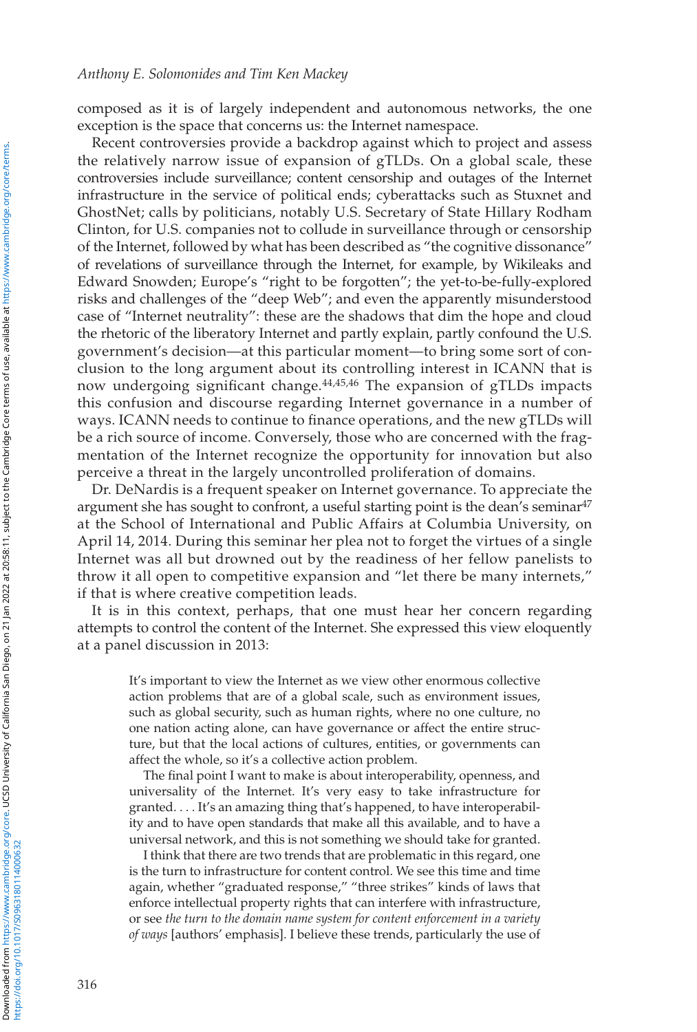composed as it is of largely independent and autonomous networks, the one exception is the space that concerns us: the Internet namespace.

Recent controversies provide a backdrop against which to project and assess the relatively narrow issue of expansion of gTLDs. On a global scale, these controversies include surveillance; content censorship and outages of the Internet infrastructure in the service of political ends; cyberattacks such as Stuxnet and GhostNet; calls by politicians, notably U.S. Secretary of State Hillary Rodham Clinton, for U.S. companies not to collude in surveillance through or censorship of the Internet, followed by what has been described as "the cognitive dissonance" of revelations of surveillance through the Internet, for example, by Wikileaks and Edward Snowden; Europe's "right to be forgotten"; the yet-to-be-fully-explored risks and challenges of the "deep Web"; and even the apparently misunderstood case of "Internet neutrality": these are the shadows that dim the hope and cloud the rhetoric of the liberatory Internet and partly explain, partly confound the U.S. government's decision—at this particular moment—to bring some sort of conclusion to the long argument about its controlling interest in ICANN that is now undergoing significant change.[44,45,46] The expansion of gTLDs impacts this confusion and discourse regarding Internet governance in a number of ways. ICANN needs to continue to finance operations, and the new gTLDs will be a rich source of income. Conversely, those who are concerned with the fragmentation of the Internet recognize the opportunity for innovation but also perceive a threat in the largely uncontrolled proliferation of domains.

Dr. DeNardis is a frequent speaker on Internet governance. To appreciate the argument she has sought to confront, a useful starting point is the dean's seminar[47] at the School of International and Public Affairs at Columbia University, on April 14, 2014. During this seminar her plea not to forget the virtues of a single Internet was all but drowned out by the readiness of her fellow panelists to throw it all open to competitive expansion and "let there be many internets," if that is where creative competition leads.

It is in this context, perhaps, that one must hear her concern regarding attempts to control the content of the Internet. She expressed this view eloquently at a panel discussion in 2013:

> It's important to view the Internet as we view other enormous collective action problems that are of a global scale, such as environment issues, such as global security, such as human rights, where no one culture, no one nation acting alone, can have governance or affect the entire structure, but that the local actions of cultures, entities, or governments can affect the whole, so it's a collective action problem.
>
> The final point I want to make is about interoperability, openness, and universality of the Internet. It's very easy to take infrastructure for granted. . . . It's an amazing thing that's happened, to have interoperability and to have open standards that make all this available, and to have a universal network, and this is not something we should take for granted.
>
> I think that there are two trends that are problematic in this regard, one is the turn to infrastructure for content control. We see this time and time again, whether "graduated response," "three strikes" kinds of laws that enforce intellectual property rights that can interfere with infrastructure, or see *the turn to the domain name system for content enforcement in a variety of ways* [authors' emphasis]. I believe these trends, particularly the use of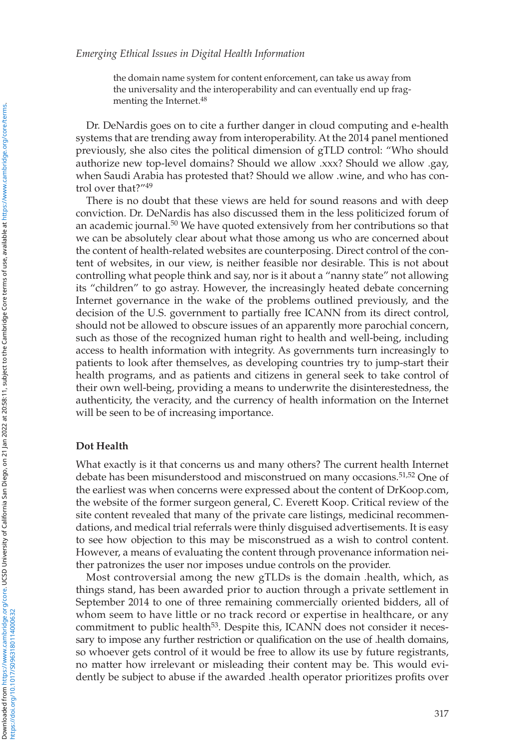the domain name system for content enforcement, can take us away from the universality and the interoperability and can eventually end up fragmenting the Internet.[48]

Dr. DeNardis goes on to cite a further danger in cloud computing and e-health systems that are trending away from interoperability. At the 2014 panel mentioned previously, she also cites the political dimension of gTLD control: "Who should authorize new top-level domains? Should we allow .xxx? Should we allow .gay, when Saudi Arabia has protested that? Should we allow .wine, and who has control over that?"[49]

There is no doubt that these views are held for sound reasons and with deep conviction. Dr. DeNardis has also discussed them in the less politicized forum of an academic journal.[50] We have quoted extensively from her contributions so that we can be absolutely clear about what those among us who are concerned about the content of health-related websites are counterposing. Direct control of the content of websites, in our view, is neither feasible nor desirable. This is not about controlling what people think and say, nor is it about a "nanny state" not allowing its "children" to go astray. However, the increasingly heated debate concerning Internet governance in the wake of the problems outlined previously, and the decision of the U.S. government to partially free ICANN from its direct control, should not be allowed to obscure issues of an apparently more parochial concern, such as those of the recognized human right to health and well-being, including access to health information with integrity. As governments turn increasingly to patients to look after themselves, as developing countries try to jump-start their health programs, and as patients and citizens in general seek to take control of their own well-being, providing a means to underwrite the disinterestedness, the authenticity, the veracity, and the currency of health information on the Internet will be seen to be of increasing importance.

## Dot Health

What exactly is it that concerns us and many others? The current health Internet debate has been misunderstood and misconstrued on many occasions.[51,52] One of the earliest was when concerns were expressed about the content of DrKoop.com, the website of the former surgeon general, C. Everett Koop. Critical review of the site content revealed that many of the private care listings, medicinal recommendations, and medical trial referrals were thinly disguised advertisements. It is easy to see how objection to this may be misconstrued as a wish to control content. However, a means of evaluating the content through provenance information neither patronizes the user nor imposes undue controls on the provider.

Most controversial among the new gTLDs is the domain .health, which, as things stand, has been awarded prior to auction through a private settlement in September 2014 to one of three remaining commercially oriented bidders, all of whom seem to have little or no track record or expertise in healthcare, or any commitment to public health[53]. Despite this, ICANN does not consider it necessary to impose any further restriction or qualification on the use of .health domains, so whoever gets control of it would be free to allow its use by future registrants, no matter how irrelevant or misleading their content may be. This would evidently be subject to abuse if the awarded .health operator prioritizes profits over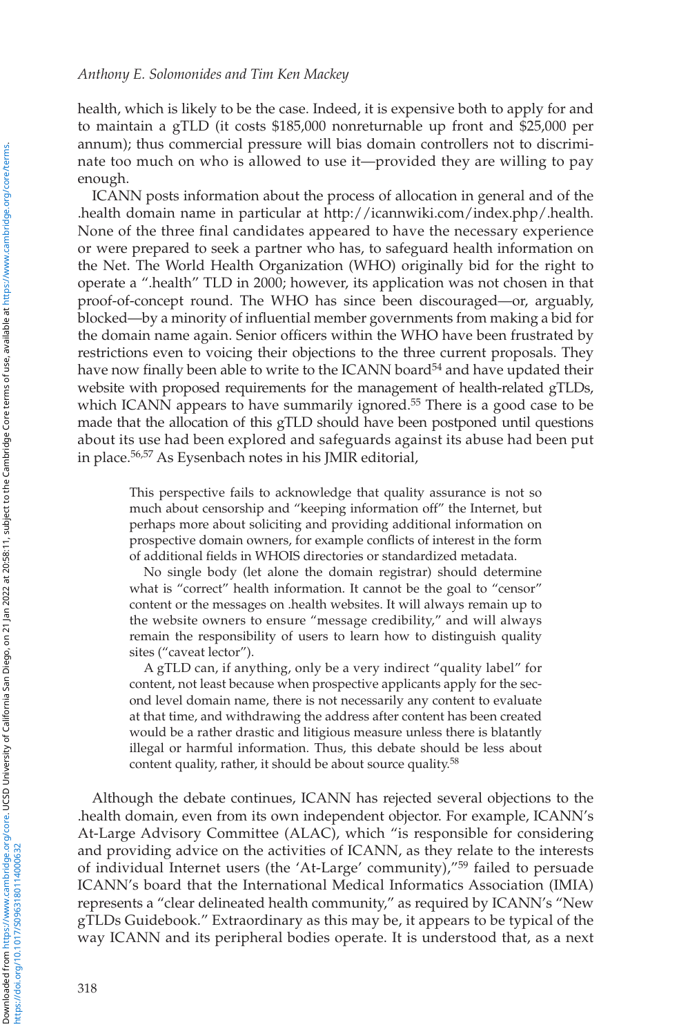health, which is likely to be the case. Indeed, it is expensive both to apply for and to maintain a gTLD (it costs $185,000 nonreturnable up front and $25,000 per annum); thus commercial pressure will bias domain controllers not to discriminate too much on who is allowed to use it—provided they are willing to pay enough.

ICANN posts information about the process of allocation in general and of the .health domain name in particular at http://icannwiki.com/index.php/.health. None of the three final candidates appeared to have the necessary experience or were prepared to seek a partner who has, to safeguard health information on the Net. The World Health Organization (WHO) originally bid for the right to operate a ".health" TLD in 2000; however, its application was not chosen in that proof-of-concept round. The WHO has since been discouraged—or, arguably, blocked—by a minority of influential member governments from making a bid for the domain name again. Senior officers within the WHO have been frustrated by restrictions even to voicing their objections to the three current proposals. They have now finally been able to write to the ICANN board[54] and have updated their website with proposed requirements for the management of health-related gTLDs, which ICANN appears to have summarily ignored.[55] There is a good case to be made that the allocation of this gTLD should have been postponed until questions about its use had been explored and safeguards against its abuse had been put in place.[56,57] As Eysenbach notes in his JMIR editorial,

> This perspective fails to acknowledge that quality assurance is not so much about censorship and "keeping information off" the Internet, but perhaps more about soliciting and providing additional information on prospective domain owners, for example conflicts of interest in the form of additional fields in WHOIS directories or standardized metadata.
>
> No single body (let alone the domain registrar) should determine what is "correct" health information. It cannot be the goal to "censor" content or the messages on .health websites. It will always remain up to the website owners to ensure "message credibility," and will always remain the responsibility of users to learn how to distinguish quality sites ("caveat lector").
>
> A gTLD can, if anything, only be a very indirect "quality label" for content, not least because when prospective applicants apply for the second level domain name, there is not necessarily any content to evaluate at that time, and withdrawing the address after content has been created would be a rather drastic and litigious measure unless there is blatantly illegal or harmful information. Thus, this debate should be less about content quality, rather, it should be about source quality.[58]

Although the debate continues, ICANN has rejected several objections to the .health domain, even from its own independent objector. For example, ICANN's At-Large Advisory Committee (ALAC), which "is responsible for considering and providing advice on the activities of ICANN, as they relate to the interests of individual Internet users (the 'At-Large' community),"[59] failed to persuade ICANN's board that the International Medical Informatics Association (IMIA) represents a "clear delineated health community," as required by ICANN's "New gTLDs Guidebook." Extraordinary as this may be, it appears to be typical of the way ICANN and its peripheral bodies operate. It is understood that, as a next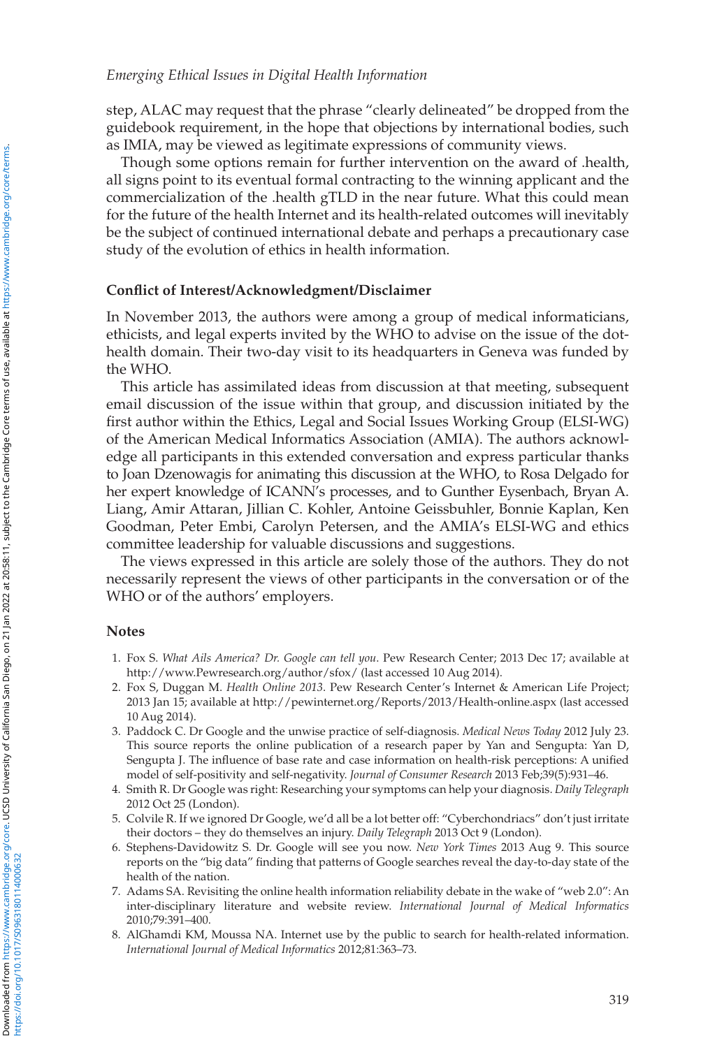step, ALAC may request that the phrase "clearly delineated" be dropped from the guidebook requirement, in the hope that objections by international bodies, such as IMIA, may be viewed as legitimate expressions of community views.

Though some options remain for further intervention on the award of .health, all signs point to its eventual formal contracting to the winning applicant and the commercialization of the .health gTLD in the near future. What this could mean for the future of the health Internet and its health-related outcomes will inevitably be the subject of continued international debate and perhaps a precautionary case study of the evolution of ethics in health information.

### Conflict of Interest/Acknowledgment/Disclaimer

In November 2013, the authors were among a group of medical informaticians, ethicists, and legal experts invited by the WHO to advise on the issue of the dot-health domain. Their two-day visit to its headquarters in Geneva was funded by the WHO.

This article has assimilated ideas from discussion at that meeting, subsequent email discussion of the issue within that group, and discussion initiated by the first author within the Ethics, Legal and Social Issues Working Group (ELSI-WG) of the American Medical Informatics Association (AMIA). The authors acknowledge all participants in this extended conversation and express particular thanks to Joan Dzenowagis for animating this discussion at the WHO, to Rosa Delgado for her expert knowledge of ICANN's processes, and to Gunther Eysenbach, Bryan A. Liang, Amir Attaran, Jillian C. Kohler, Antoine Geissbuhler, Bonnie Kaplan, Ken Goodman, Peter Embi, Carolyn Petersen, and the AMIA's ELSI-WG and ethics committee leadership for valuable discussions and suggestions.

The views expressed in this article are solely those of the authors. They do not necessarily represent the views of other participants in the conversation or of the WHO or of the authors' employers.

### Notes

1. Fox S. *What Ails America? Dr. Google can tell you*. Pew Research Center; 2013 Dec 17; available at http://www.Pewresearch.org/author/sfox/ (last accessed 10 Aug 2014).
2. Fox S, Duggan M. *Health Online 2013*. Pew Research Center's Internet & American Life Project; 2013 Jan 15; available at http://pewinternet.org/Reports/2013/Health-online.aspx (last accessed 10 Aug 2014).
3. Paddock C. Dr Google and the unwise practice of self-diagnosis. *Medical News Today* 2012 July 23. This source reports the online publication of a research paper by Yan and Sengupta: Yan D, Sengupta J. The influence of base rate and case information on health-risk perceptions: A unified model of self-positivity and self-negativity. *Journal of Consumer Research* 2013 Feb;39(5):931–46.
4. Smith R. Dr Google was right: Researching your symptoms can help your diagnosis. *Daily Telegraph* 2012 Oct 25 (London).
5. Colvile R. If we ignored Dr Google, we'd all be a lot better off: "Cyberchondriacs" don't just irritate their doctors – they do themselves an injury. *Daily Telegraph* 2013 Oct 9 (London).
6. Stephens-Davidowitz S. Dr. Google will see you now. *New York Times* 2013 Aug 9. This source reports on the "big data" finding that patterns of Google searches reveal the day-to-day state of the health of the nation.
7. Adams SA. Revisiting the online health information reliability debate in the wake of "web 2.0": An inter-disciplinary literature and website review. *International Journal of Medical Informatics* 2010;79:391–400.
8. AlGhamdi KM, Moussa NA. Internet use by the public to search for health-related information. *International Journal of Medical Informatics* 2012;81:363–73.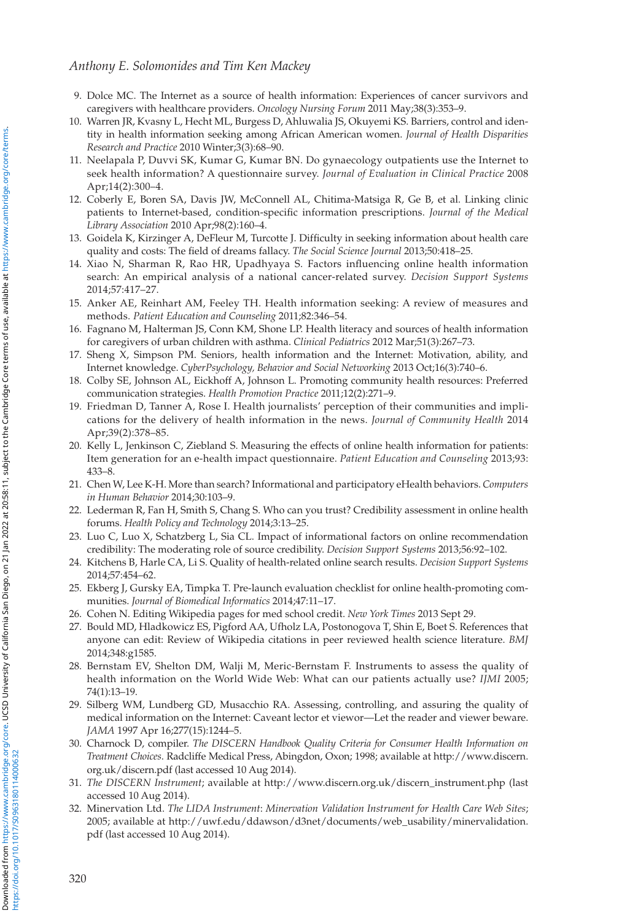9. Dolce MC. The Internet as a source of health information: Experiences of cancer survivors and caregivers with healthcare providers. *Oncology Nursing Forum* 2011 May;38(3):353–9.
10. Warren JR, Kvasny L, Hecht ML, Burgess D, Ahluwalia JS, Okuyemi KS. Barriers, control and identity in health information seeking among African American women. *Journal of Health Disparities Research and Practice* 2010 Winter;3(3):68–90.
11. Neelapala P, Duvvi SK, Kumar G, Kumar BN. Do gynaecology outpatients use the Internet to seek health information? A questionnaire survey. *Journal of Evaluation in Clinical Practice* 2008 Apr;14(2):300–4.
12. Coberly E, Boren SA, Davis JW, McConnell AL, Chitima-Matsiga R, Ge B, et al. Linking clinic patients to Internet-based, condition-specific information prescriptions. *Journal of the Medical Library Association* 2010 Apr;98(2):160–4.
13. Goidela K, Kirzinger A, DeFleur M, Turcotte J. Difficulty in seeking information about health care quality and costs: The field of dreams fallacy. *The Social Science Journal* 2013;50:418–25.
14. Xiao N, Sharman R, Rao HR, Upadhyaya S. Factors influencing online health information search: An empirical analysis of a national cancer-related survey. *Decision Support Systems* 2014;57:417–27.
15. Anker AE, Reinhart AM, Feeley TH. Health information seeking: A review of measures and methods. *Patient Education and Counseling* 2011;82:346–54.
16. Fagnano M, Halterman JS, Conn KM, Shone LP. Health literacy and sources of health information for caregivers of urban children with asthma. *Clinical Pediatrics* 2012 Mar;51(3):267–73.
17. Sheng X, Simpson PM. Seniors, health information and the Internet: Motivation, ability, and Internet knowledge. *CyberPsychology, Behavior and Social Networking* 2013 Oct;16(3):740–6.
18. Colby SE, Johnson AL, Eickhoff A, Johnson L. Promoting community health resources: Preferred communication strategies. *Health Promotion Practice* 2011;12(2):271–9.
19. Friedman D, Tanner A, Rose I. Health journalists' perception of their communities and implications for the delivery of health information in the news. *Journal of Community Health* 2014 Apr;39(2):378–85.
20. Kelly L, Jenkinson C, Ziebland S. Measuring the effects of online health information for patients: Item generation for an e-health impact questionnaire. *Patient Education and Counseling* 2013;93: 433–8.
21. Chen W, Lee K-H. More than search? Informational and participatory eHealth behaviors. *Computers in Human Behavior* 2014;30:103–9.
22. Lederman R, Fan H, Smith S, Chang S. Who can you trust? Credibility assessment in online health forums. *Health Policy and Technology* 2014;3:13–25.
23. Luo C, Luo X, Schatzberg L, Sia CL. Impact of informational factors on online recommendation credibility: The moderating role of source credibility. *Decision Support Systems* 2013;56:92–102.
24. Kitchens B, Harle CA, Li S. Quality of health-related online search results. *Decision Support Systems* 2014;57:454–62.
25. Ekberg J, Gursky EA, Timpka T. Pre-launch evaluation checklist for online health-promoting communities. *Journal of Biomedical Informatics* 2014;47:11–17.
26. Cohen N. Editing Wikipedia pages for med school credit. *New York Times* 2013 Sept 29.
27. Bould MD, Hladkowicz ES, Pigford AA, Ufholz LA, Postonogova T, Shin E, Boet S. References that anyone can edit: Review of Wikipedia citations in peer reviewed health science literature. *BMJ* 2014;348:g1585.
28. Bernstam EV, Shelton DM, Walji M, Meric-Bernstam F. Instruments to assess the quality of health information on the World Wide Web: What can our patients actually use? *IJMI* 2005; 74(1):13–19.
29. Silberg WM, Lundberg GD, Musacchio RA. Assessing, controlling, and assuring the quality of medical information on the Internet: Caveant lector et viewor—Let the reader and viewer beware. *JAMA* 1997 Apr 16;277(15):1244–5.
30. Charnock D, compiler. *The DISCERN Handbook Quality Criteria for Consumer Health Information on Treatment Choices*. Radcliffe Medical Press, Abingdon, Oxon; 1998; available at http://www.discern.org.uk/discern.pdf (last accessed 10 Aug 2014).
31. *The DISCERN Instrument*; available at http://www.discern.org.uk/discern_instrument.php (last accessed 10 Aug 2014).
32. Minervation Ltd. *The LIDA Instrument: Minervation Validation Instrument for Health Care Web Sites*; 2005; available at http://uwf.edu/ddawson/d3net/documents/web_usability/minervalidation.pdf (last accessed 10 Aug 2014).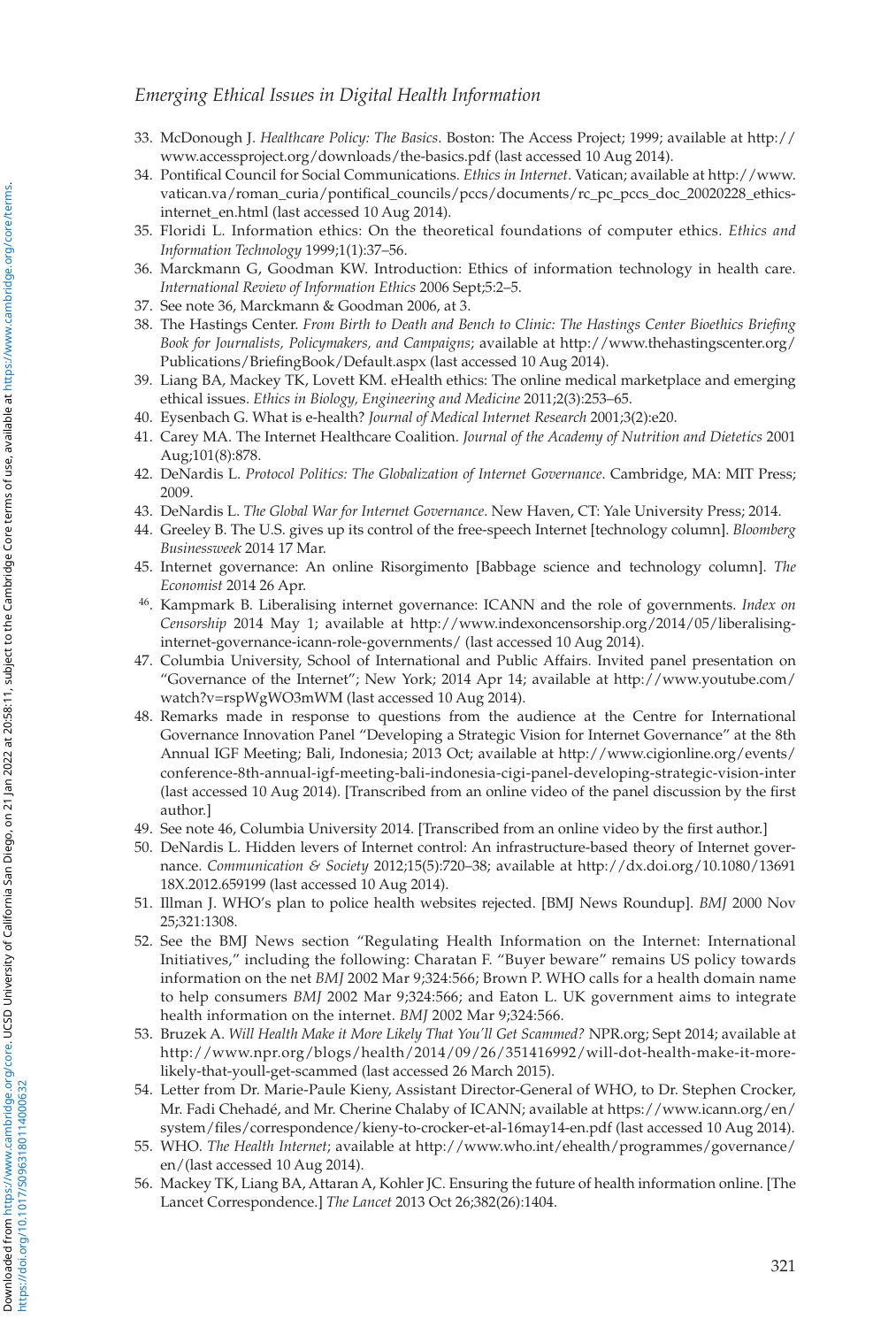33. McDonough J. *Healthcare Policy: The Basics*. Boston: The Access Project; 1999; available at http://www.accessproject.org/downloads/the-basics.pdf (last accessed 10 Aug 2014).
34. Pontifical Council for Social Communications. *Ethics in Internet*. Vatican; available at http://www.vatican.va/roman_curia/pontifical_councils/pccs/documents/rc_pc_pccs_doc_20020228_ethics-internet_en.html (last accessed 10 Aug 2014).
35. Floridi L. Information ethics: On the theoretical foundations of computer ethics. *Ethics and Information Technology* 1999;1(1):37–56.
36. Marckmann G, Goodman KW. Introduction: Ethics of information technology in health care. *International Review of Information Ethics* 2006 Sept;5:2–5.
37. See note 36, Marckmann & Goodman 2006, at 3.
38. The Hastings Center. *From Birth to Death and Bench to Clinic: The Hastings Center Bioethics Briefing Book for Journalists, Policymakers, and Campaigns*; available at http://www.thehastingscenter.org/Publications/BriefingBook/Default.aspx (last accessed 10 Aug 2014).
39. Liang BA, Mackey TK, Lovett KM. eHealth ethics: The online medical marketplace and emerging ethical issues. *Ethics in Biology, Engineering and Medicine* 2011;2(3):253–65.
40. Eysenbach G. What is e-health? *Journal of Medical Internet Research* 2001;3(2):e20.
41. Carey MA. The Internet Healthcare Coalition. *Journal of the Academy of Nutrition and Dietetics* 2001 Aug;101(8):878.
42. DeNardis L. *Protocol Politics: The Globalization of Internet Governance*. Cambridge, MA: MIT Press; 2009.
43. DeNardis L. *The Global War for Internet Governance*. New Haven, CT: Yale University Press; 2014.
44. Greeley B. The U.S. gives up its control of the free-speech Internet [technology column]. *Bloomberg Businessweek* 2014 17 Mar.
45. Internet governance: An online Risorgimento [Babbage science and technology column]. *The Economist* 2014 26 Apr.
46. Kampmark B. Liberalising internet governance: ICANN and the role of governments. *Index on Censorship* 2014 May 1; available at http://www.indexoncensorship.org/2014/05/liberalising-internet-governance-icann-role-governments/ (last accessed 10 Aug 2014).
47. Columbia University, School of International and Public Affairs. Invited panel presentation on "Governance of the Internet"; New York; 2014 Apr 14; available at http://www.youtube.com/watch?v=rspWgWO3mWM (last accessed 10 Aug 2014).
48. Remarks made in response to questions from the audience at the Centre for International Governance Innovation Panel "Developing a Strategic Vision for Internet Governance" at the 8th Annual IGF Meeting; Bali, Indonesia; 2013 Oct; available at http://www.cigionline.org/events/conference-8th-annual-igf-meeting-bali-indonesia-cigi-panel-developing-strategic-vision-inter (last accessed 10 Aug 2014). [Transcribed from an online video of the panel discussion by the first author.]
49. See note 46, Columbia University 2014. [Transcribed from an online video by the first author.]
50. DeNardis L. Hidden levers of Internet control: An infrastructure-based theory of Internet governance. *Communication & Society* 2012;15(5):720–38; available at http://dx.doi.org/10.1080/1369118X.2012.659199 (last accessed 10 Aug 2014).
51. Illman J. WHO's plan to police health websites rejected. [BMJ News Roundup]. *BMJ* 2000 Nov 25;321:1308.
52. See the BMJ News section "Regulating Health Information on the Internet: International Initiatives," including the following: Charatan F. "Buyer beware" remains US policy towards information on the net *BMJ* 2002 Mar 9;324:566; Brown P. WHO calls for a health domain name to help consumers *BMJ* 2002 Mar 9;324:566; and Eaton L. UK government aims to integrate health information on the internet. *BMJ* 2002 Mar 9;324:566.
53. Bruzek A. *Will Health Make it More Likely That You'll Get Scammed?* NPR.org; Sept 2014; available at http://www.npr.org/blogs/health/2014/09/26/351416992/will-dot-health-make-it-more-likely-that-youll-get-scammed (last accessed 26 March 2015).
54. Letter from Dr. Marie-Paule Kieny, Assistant Director-General of WHO, to Dr. Stephen Crocker, Mr. Fadi Chehadé, and Mr. Cherine Chalaby of ICANN; available at https://www.icann.org/en/system/files/correspondence/kieny-to-crocker-et-al-16may14-en.pdf (last accessed 10 Aug 2014).
55. WHO. *The Health Internet*; available at http://www.who.int/ehealth/programmes/governance/en/(last accessed 10 Aug 2014).
56. Mackey TK, Liang BA, Attaran A, Kohler JC. Ensuring the future of health information online. [The Lancet Correspondence.] *The Lancet* 2013 Oct 26;382(26):1404.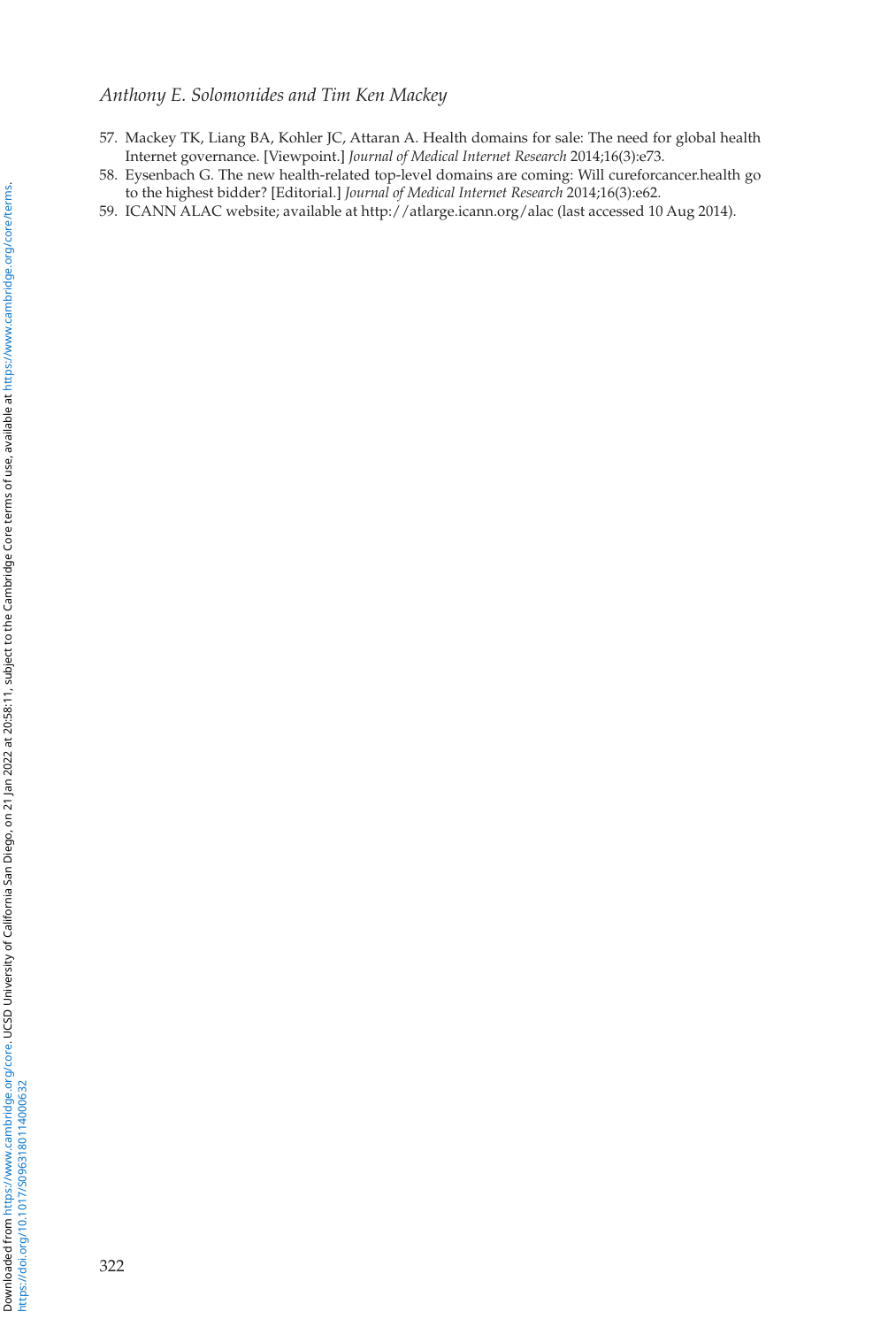57. Mackey TK, Liang BA, Kohler JC, Attaran A. Health domains for sale: The need for global health Internet governance. [Viewpoint.] *Journal of Medical Internet Research* 2014;16(3):e73.
58. Eysenbach G. The new health-related top-level domains are coming: Will cureforcancer.health go to the highest bidder? [Editorial.] *Journal of Medical Internet Research* 2014;16(3):e62.
59. ICANN ALAC website; available at http://atlarge.icann.org/alac (last accessed 10 Aug 2014).